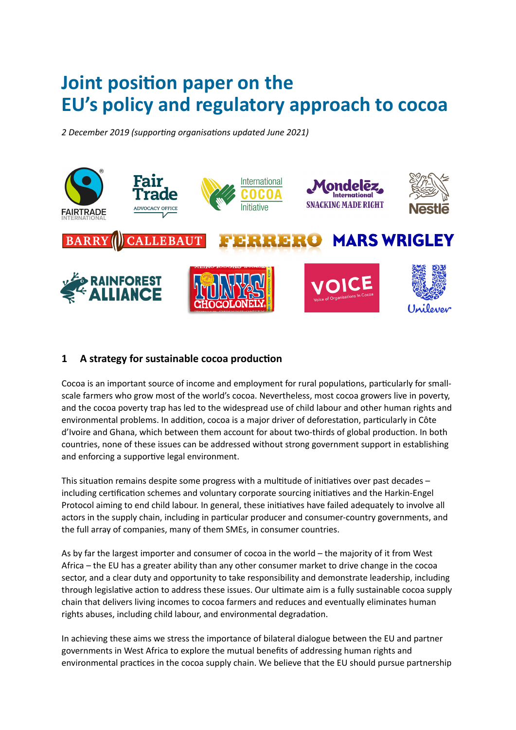# Joint position paper on the EU's policy and regulatory approach to cocoa

*2 December 2019 (supporting organisations updated June 2021)*

## 1 A strategy for sustainable cocoa production

Cocoa is an important source of income and employment for rural populations, particularly for small-scale farmers who grow most of the world's cocoa. Nevertheless, most cocoa growers live in poverty, and the cocoa poverty trap has led to the widespread use of child labour and other human rights and environmental problems. In addition, cocoa is a major driver of deforestation, particularly in Côte d'Ivoire and Ghana, which between them account for about two-thirds of global production. In both countries, none of these issues can be addressed without strong government support in establishing and enforcing a supportive legal environment.

This situation remains despite some progress with a multitude of initiatives over past decades – including certification schemes and voluntary corporate sourcing initiatives and the Harkin-Engel Protocol aiming to end child labour. In general, these initiatives have failed adequately to involve all actors in the supply chain, including in particular producer and consumer-country governments, and the full array of companies, many of them SMEs, in consumer countries.

As by far the largest importer and consumer of cocoa in the world – the majority of it from West Africa – the EU has a greater ability than any other consumer market to drive change in the cocoa sector, and a clear duty and opportunity to take responsibility and demonstrate leadership, including through legislative action to address these issues. Our ultimate aim is a fully sustainable cocoa supply chain that delivers living incomes to cocoa farmers and reduces and eventually eliminates human rights abuses, including child labour, and environmental degradation.

In achieving these aims we stress the importance of bilateral dialogue between the EU and partner governments in West Africa to explore the mutual benefits of addressing human rights and environmental practices in the cocoa supply chain. We believe that the EU should pursue partnership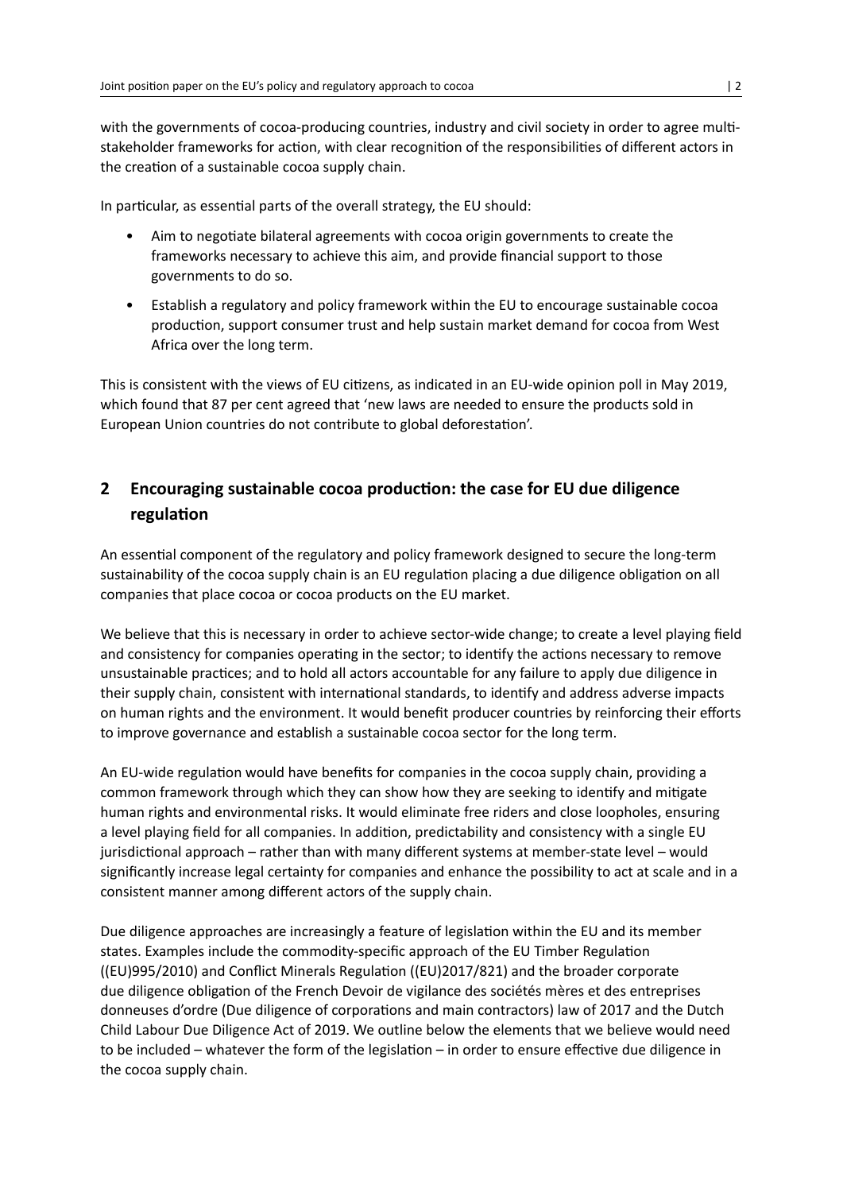with the governments of cocoa-producing countries, industry and civil society in order to agree multi-stakeholder frameworks for action, with clear recognition of the responsibilities of different actors in the creation of a sustainable cocoa supply chain.

In particular, as essential parts of the overall strategy, the EU should:

- Aim to negotiate bilateral agreements with cocoa origin governments to create the frameworks necessary to achieve this aim, and provide financial support to those governments to do so.
- Establish a regulatory and policy framework within the EU to encourage sustainable cocoa production, support consumer trust and help sustain market demand for cocoa from West Africa over the long term.

This is consistent with the views of EU citizens, as indicated in an EU-wide opinion poll in May 2019, which found that 87 per cent agreed that 'new laws are needed to ensure the products sold in European Union countries do not contribute to global deforestation'.

## 2 Encouraging sustainable cocoa production: the case for EU due diligence regulation

An essential component of the regulatory and policy framework designed to secure the long-term sustainability of the cocoa supply chain is an EU regulation placing a due diligence obligation on all companies that place cocoa or cocoa products on the EU market.

We believe that this is necessary in order to achieve sector-wide change; to create a level playing field and consistency for companies operating in the sector; to identify the actions necessary to remove unsustainable practices; and to hold all actors accountable for any failure to apply due diligence in their supply chain, consistent with international standards, to identify and address adverse impacts on human rights and the environment. It would benefit producer countries by reinforcing their efforts to improve governance and establish a sustainable cocoa sector for the long term.

An EU-wide regulation would have benefits for companies in the cocoa supply chain, providing a common framework through which they can show how they are seeking to identify and mitigate human rights and environmental risks. It would eliminate free riders and close loopholes, ensuring a level playing field for all companies. In addition, predictability and consistency with a single EU jurisdictional approach – rather than with many different systems at member-state level – would significantly increase legal certainty for companies and enhance the possibility to act at scale and in a consistent manner among different actors of the supply chain.

Due diligence approaches are increasingly a feature of legislation within the EU and its member states. Examples include the commodity-specific approach of the EU Timber Regulation ((EU)995/2010) and Conflict Minerals Regulation ((EU)2017/821) and the broader corporate due diligence obligation of the French Devoir de vigilance des sociétés mères et des entreprises donneuses d'ordre (Due diligence of corporations and main contractors) law of 2017 and the Dutch Child Labour Due Diligence Act of 2019. We outline below the elements that we believe would need to be included – whatever the form of the legislation – in order to ensure effective due diligence in the cocoa supply chain.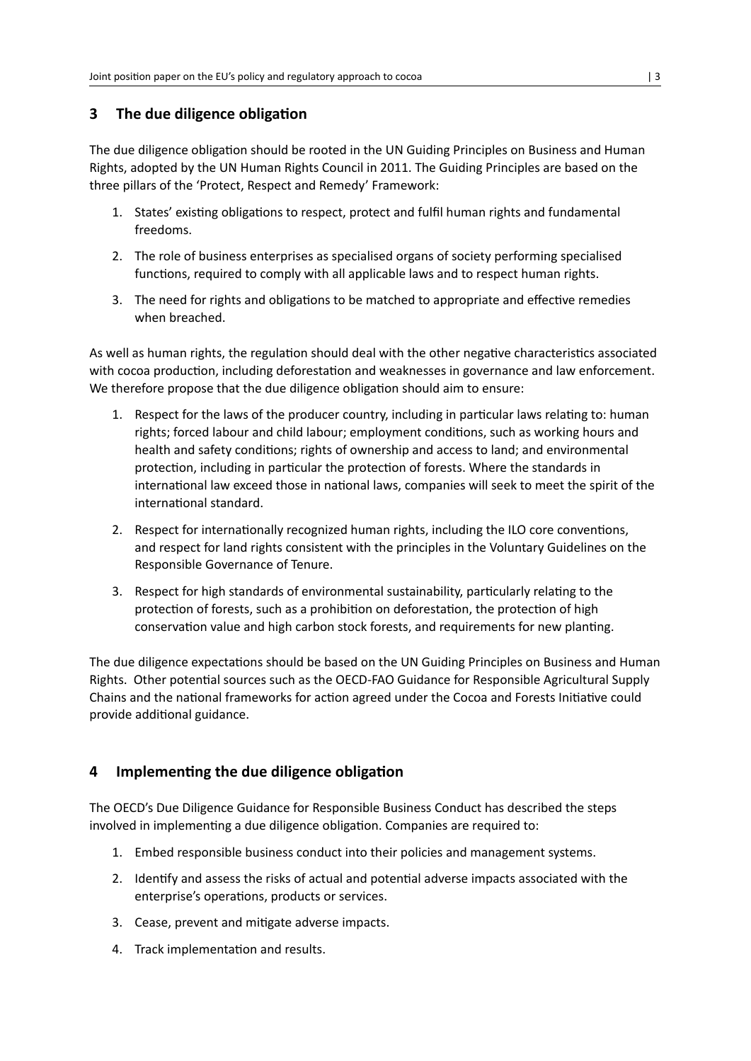## 3 The due diligence obligation

The due diligence obligation should be rooted in the UN Guiding Principles on Business and Human Rights, adopted by the UN Human Rights Council in 2011. The Guiding Principles are based on the three pillars of the 'Protect, Respect and Remedy' Framework:

1. States' existing obligations to respect, protect and fulfil human rights and fundamental freedoms.
2. The role of business enterprises as specialised organs of society performing specialised functions, required to comply with all applicable laws and to respect human rights.
3. The need for rights and obligations to be matched to appropriate and effective remedies when breached.

As well as human rights, the regulation should deal with the other negative characteristics associated with cocoa production, including deforestation and weaknesses in governance and law enforcement. We therefore propose that the due diligence obligation should aim to ensure:

1. Respect for the laws of the producer country, including in particular laws relating to: human rights; forced labour and child labour; employment conditions, such as working hours and health and safety conditions; rights of ownership and access to land; and environmental protection, including in particular the protection of forests. Where the standards in international law exceed those in national laws, companies will seek to meet the spirit of the international standard.
2. Respect for internationally recognized human rights, including the ILO core conventions, and respect for land rights consistent with the principles in the Voluntary Guidelines on the Responsible Governance of Tenure.
3. Respect for high standards of environmental sustainability, particularly relating to the protection of forests, such as a prohibition on deforestation, the protection of high conservation value and high carbon stock forests, and requirements for new planting.

The due diligence expectations should be based on the UN Guiding Principles on Business and Human Rights. Other potential sources such as the OECD-FAO Guidance for Responsible Agricultural Supply Chains and the national frameworks for action agreed under the Cocoa and Forests Initiative could provide additional guidance.

## 4 Implementing the due diligence obligation

The OECD's Due Diligence Guidance for Responsible Business Conduct has described the steps involved in implementing a due diligence obligation. Companies are required to:

1. Embed responsible business conduct into their policies and management systems.
2. Identify and assess the risks of actual and potential adverse impacts associated with the enterprise's operations, products or services.
3. Cease, prevent and mitigate adverse impacts.
4. Track implementation and results.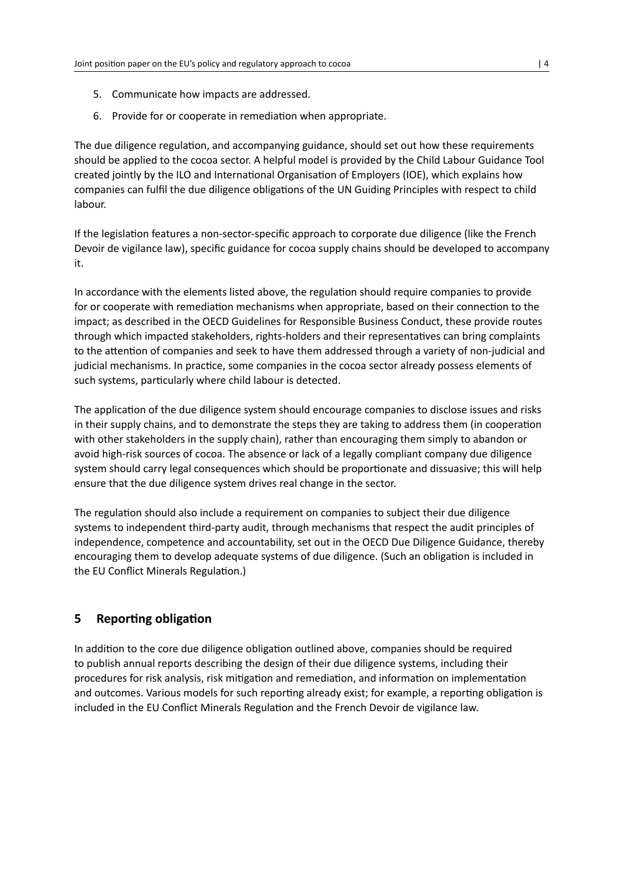5. Communicate how impacts are addressed.
6. Provide for or cooperate in remediation when appropriate.

The due diligence regulation, and accompanying guidance, should set out how these requirements should be applied to the cocoa sector. A helpful model is provided by the Child Labour Guidance Tool created jointly by the ILO and International Organisation of Employers (IOE), which explains how companies can fulfil the due diligence obligations of the UN Guiding Principles with respect to child labour.

If the legislation features a non-sector-specific approach to corporate due diligence (like the French Devoir de vigilance law), specific guidance for cocoa supply chains should be developed to accompany it.

In accordance with the elements listed above, the regulation should require companies to provide for or cooperate with remediation mechanisms when appropriate, based on their connection to the impact; as described in the OECD Guidelines for Responsible Business Conduct, these provide routes through which impacted stakeholders, rights-holders and their representatives can bring complaints to the attention of companies and seek to have them addressed through a variety of non-judicial and judicial mechanisms. In practice, some companies in the cocoa sector already possess elements of such systems, particularly where child labour is detected.

The application of the due diligence system should encourage companies to disclose issues and risks in their supply chains, and to demonstrate the steps they are taking to address them (in cooperation with other stakeholders in the supply chain), rather than encouraging them simply to abandon or avoid high-risk sources of cocoa. The absence or lack of a legally compliant company due diligence system should carry legal consequences which should be proportionate and dissuasive; this will help ensure that the due diligence system drives real change in the sector.

The regulation should also include a requirement on companies to subject their due diligence systems to independent third-party audit, through mechanisms that respect the audit principles of independence, competence and accountability, set out in the OECD Due Diligence Guidance, thereby encouraging them to develop adequate systems of due diligence. (Such an obligation is included in the EU Conflict Minerals Regulation.)

## 5 Reporting obligation

In addition to the core due diligence obligation outlined above, companies should be required to publish annual reports describing the design of their due diligence systems, including their procedures for risk analysis, risk mitigation and remediation, and information on implementation and outcomes. Various models for such reporting already exist; for example, a reporting obligation is included in the EU Conflict Minerals Regulation and the French Devoir de vigilance law.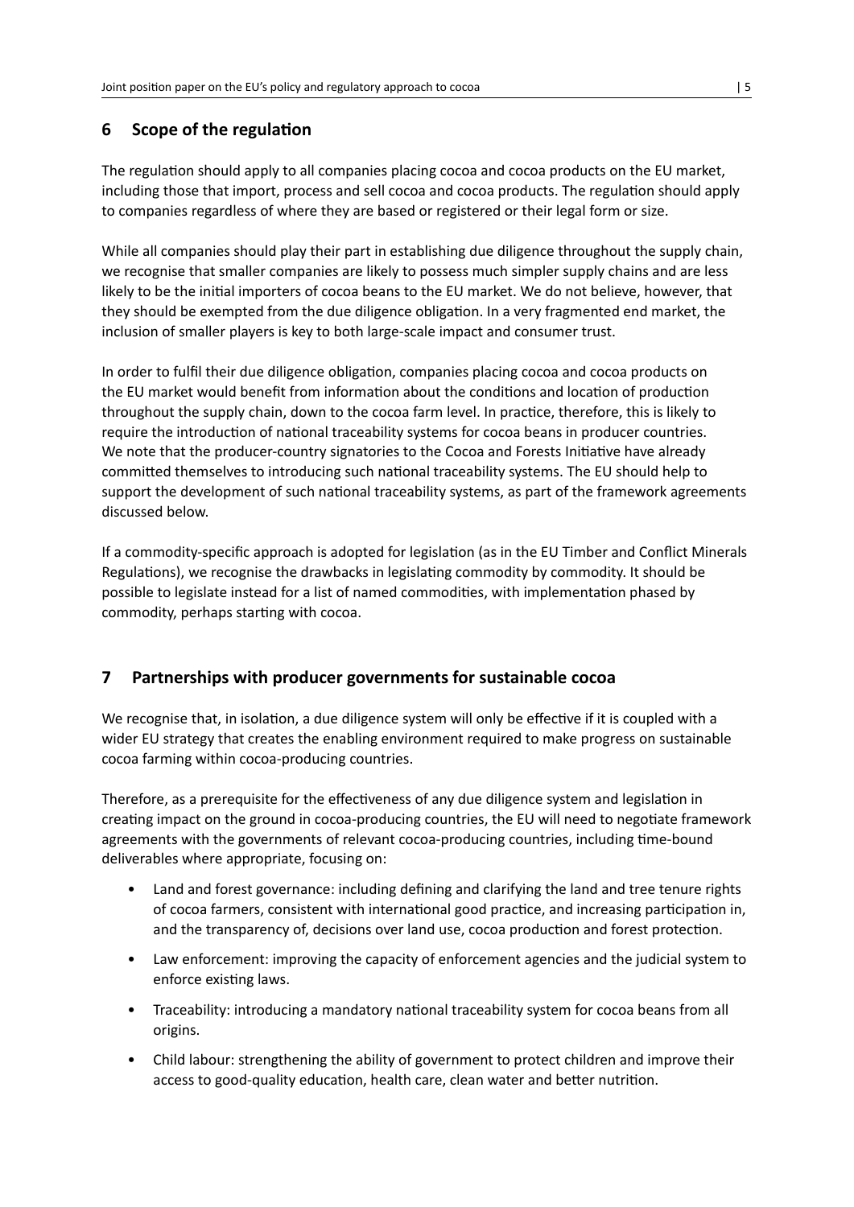## 6 Scope of the regulation

The regulation should apply to all companies placing cocoa and cocoa products on the EU market, including those that import, process and sell cocoa and cocoa products. The regulation should apply to companies regardless of where they are based or registered or their legal form or size.

While all companies should play their part in establishing due diligence throughout the supply chain, we recognise that smaller companies are likely to possess much simpler supply chains and are less likely to be the initial importers of cocoa beans to the EU market. We do not believe, however, that they should be exempted from the due diligence obligation. In a very fragmented end market, the inclusion of smaller players is key to both large-scale impact and consumer trust.

In order to fulfil their due diligence obligation, companies placing cocoa and cocoa products on the EU market would benefit from information about the conditions and location of production throughout the supply chain, down to the cocoa farm level. In practice, therefore, this is likely to require the introduction of national traceability systems for cocoa beans in producer countries. We note that the producer-country signatories to the Cocoa and Forests Initiative have already committed themselves to introducing such national traceability systems. The EU should help to support the development of such national traceability systems, as part of the framework agreements discussed below.

If a commodity-specific approach is adopted for legislation (as in the EU Timber and Conflict Minerals Regulations), we recognise the drawbacks in legislating commodity by commodity. It should be possible to legislate instead for a list of named commodities, with implementation phased by commodity, perhaps starting with cocoa.

## 7 Partnerships with producer governments for sustainable cocoa

We recognise that, in isolation, a due diligence system will only be effective if it is coupled with a wider EU strategy that creates the enabling environment required to make progress on sustainable cocoa farming within cocoa-producing countries.

Therefore, as a prerequisite for the effectiveness of any due diligence system and legislation in creating impact on the ground in cocoa-producing countries, the EU will need to negotiate framework agreements with the governments of relevant cocoa-producing countries, including time-bound deliverables where appropriate, focusing on:

- Land and forest governance: including defining and clarifying the land and tree tenure rights of cocoa farmers, consistent with international good practice, and increasing participation in, and the transparency of, decisions over land use, cocoa production and forest protection.
- Law enforcement: improving the capacity of enforcement agencies and the judicial system to enforce existing laws.
- Traceability: introducing a mandatory national traceability system for cocoa beans from all origins.
- Child labour: strengthening the ability of government to protect children and improve their access to good-quality education, health care, clean water and better nutrition.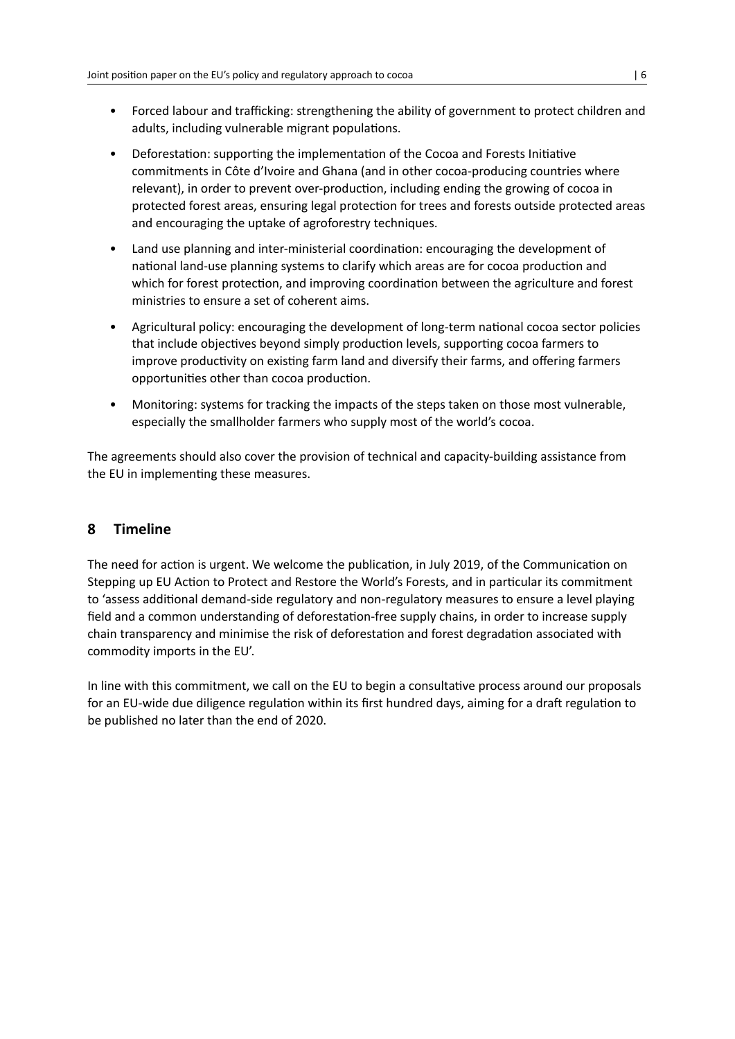- Forced labour and trafficking: strengthening the ability of government to protect children and adults, including vulnerable migrant populations.
- Deforestation: supporting the implementation of the Cocoa and Forests Initiative commitments in Côte d'Ivoire and Ghana (and in other cocoa-producing countries where relevant), in order to prevent over-production, including ending the growing of cocoa in protected forest areas, ensuring legal protection for trees and forests outside protected areas and encouraging the uptake of agroforestry techniques.
- Land use planning and inter-ministerial coordination: encouraging the development of national land-use planning systems to clarify which areas are for cocoa production and which for forest protection, and improving coordination between the agriculture and forest ministries to ensure a set of coherent aims.
- Agricultural policy: encouraging the development of long-term national cocoa sector policies that include objectives beyond simply production levels, supporting cocoa farmers to improve productivity on existing farm land and diversify their farms, and offering farmers opportunities other than cocoa production.
- Monitoring: systems for tracking the impacts of the steps taken on those most vulnerable, especially the smallholder farmers who supply most of the world's cocoa.

The agreements should also cover the provision of technical and capacity-building assistance from the EU in implementing these measures.

## 8 Timeline

The need for action is urgent. We welcome the publication, in July 2019, of the Communication on Stepping up EU Action to Protect and Restore the World's Forests, and in particular its commitment to 'assess additional demand-side regulatory and non-regulatory measures to ensure a level playing field and a common understanding of deforestation-free supply chains, in order to increase supply chain transparency and minimise the risk of deforestation and forest degradation associated with commodity imports in the EU'.

In line with this commitment, we call on the EU to begin a consultative process around our proposals for an EU-wide due diligence regulation within its first hundred days, aiming for a draft regulation to be published no later than the end of 2020.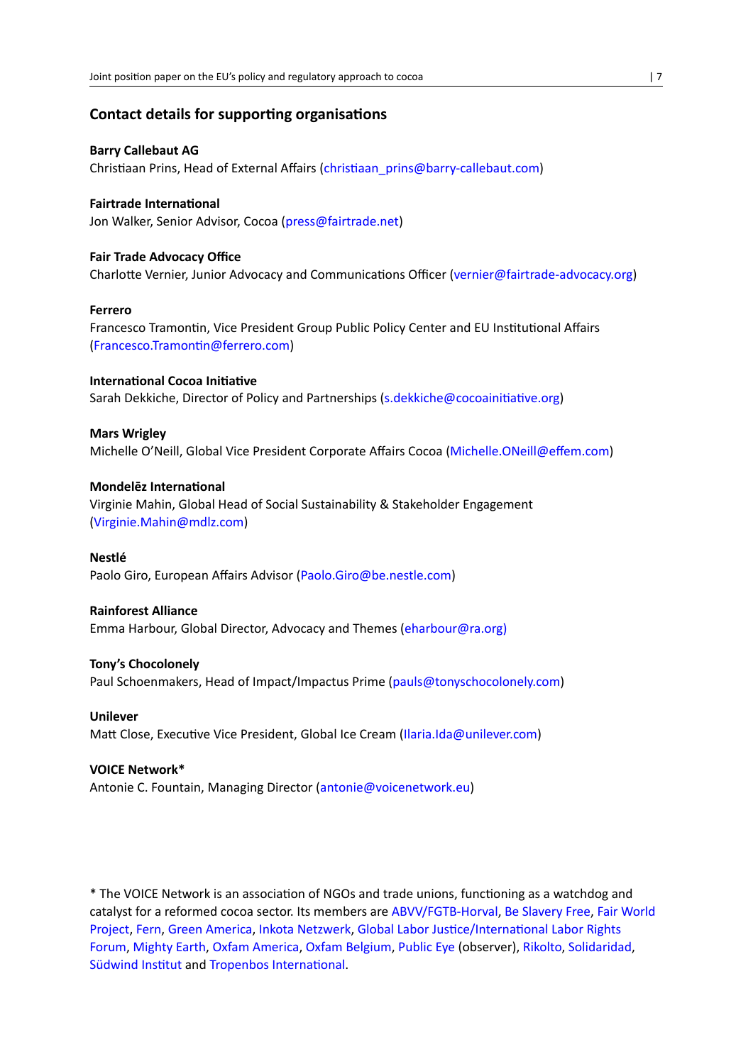## Contact details for supporting organisations

**Barry Callebaut AG**
Christiaan Prins, Head of External Affairs (christiaan_prins@barry-callebaut.com)

**Fairtrade International**
Jon Walker, Senior Advisor, Cocoa (press@fairtrade.net)

**Fair Trade Advocacy Office**
Charlotte Vernier, Junior Advocacy and Communications Officer (vernier@fairtrade-advocacy.org)

**Ferrero**
Francesco Tramontin, Vice President Group Public Policy Center and EU Institutional Affairs (Francesco.Tramontin@ferrero.com)

**International Cocoa Initiative**
Sarah Dekkiche, Director of Policy and Partnerships (s.dekkiche@cocoainitiative.org)

**Mars Wrigley**
Michelle O'Neill, Global Vice President Corporate Affairs Cocoa (Michelle.ONeill@effem.com)

**Mondelēz International**
Virginie Mahin, Global Head of Social Sustainability & Stakeholder Engagement (Virginie.Mahin@mdlz.com)

**Nestlé**
Paolo Giro, European Affairs Advisor (Paolo.Giro@be.nestle.com)

**Rainforest Alliance**
Emma Harbour, Global Director, Advocacy and Themes (eharbour@ra.org)

**Tony's Chocolonely**
Paul Schoenmakers, Head of Impact/Impactus Prime (pauls@tonyschocolonely.com)

**Unilever**
Matt Close, Executive Vice President, Global Ice Cream (Ilaria.Ida@unilever.com)

**VOICE Network***
Antonie C. Fountain, Managing Director (antonie@voicenetwork.eu)

* The VOICE Network is an association of NGOs and trade unions, functioning as a watchdog and catalyst for a reformed cocoa sector. Its members are ABVV/FGTB-Horval, Be Slavery Free, Fair World Project, Fern, Green America, Inkota Netzwerk, Global Labor Justice/International Labor Rights Forum, Mighty Earth, Oxfam America, Oxfam Belgium, Public Eye (observer), Rikolto, Solidaridad, Südwind Institut and Tropenbos International.